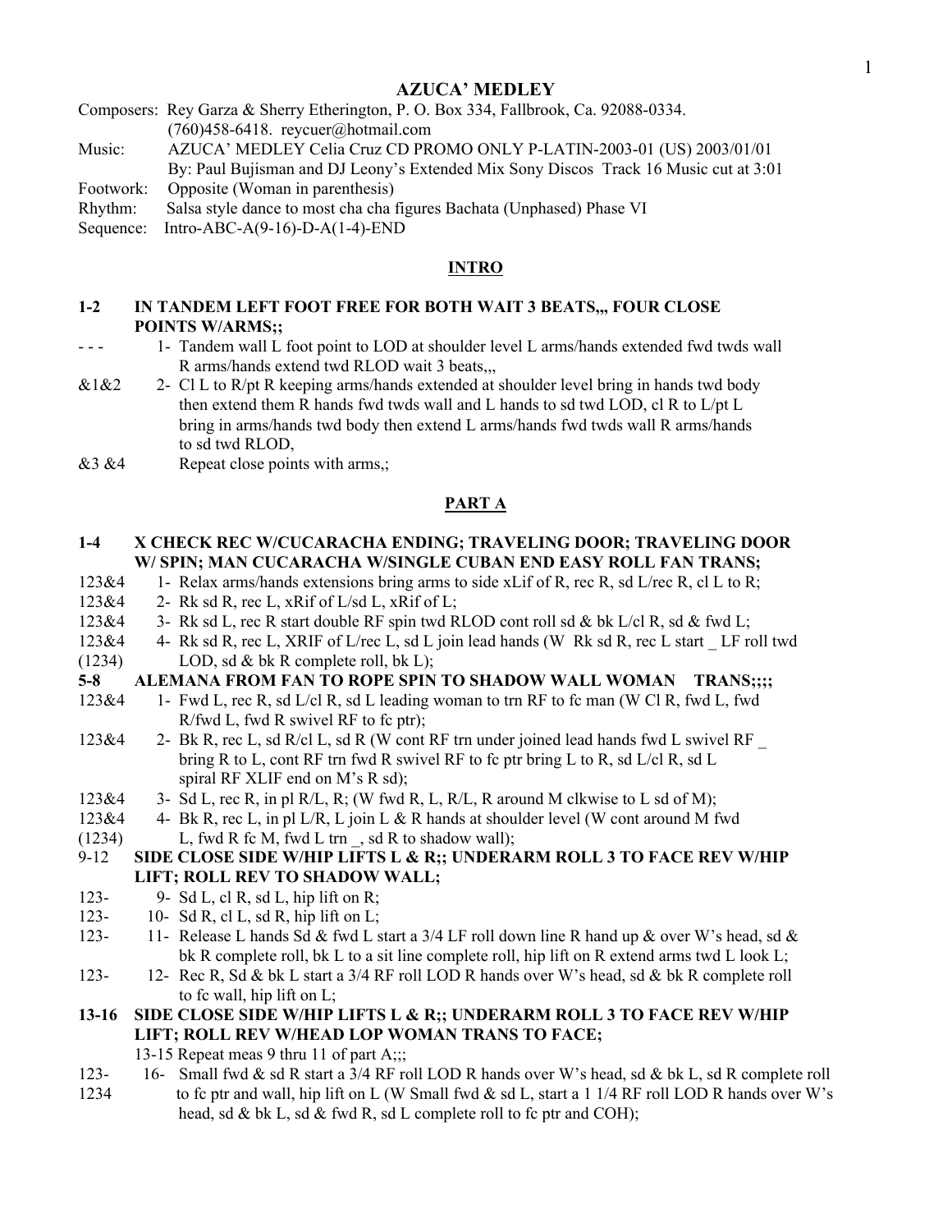# AZUCA' MEDLEY

Composers: Rey Garza & Sherry Etherington, P. O. Box 334, Fallbrook, Ca. 92088-0334. (760)458-6418. reycuer@hotmail.com
Music: AZUCA' MEDLEY Celia Cruz CD PROMO ONLY P-LATIN-2003-01 (US) 2003/01/01 By: Paul Bujisman and DJ Leony's Extended Mix Sony Discos Track 16 Music cut at 3:01
Footwork: Opposite (Woman in parenthesis)
Rhythm: Salsa style dance to most cha cha figures Bachata (Unphased) Phase VI
Sequence: Intro-ABC-A(9-16)-D-A(1-4)-END

## INTRO

**1-2 IN TANDEM LEFT FOOT FREE FOR BOTH WAIT 3 BEATS,,, FOUR CLOSE POINTS W/ARMS;;**

- - - 1- Tandem wall L foot point to LOD at shoulder level L arms/hands extended fwd twds wall R arms/hands extend twd RLOD wait 3 beats,,,
&1&2 2- Cl L to R/pt R keeping arms/hands extended at shoulder level bring in hands twd body then extend them R hands fwd twds wall and L hands to sd twd LOD, cl R to L/pt L bring in arms/hands twd body then extend L arms/hands fwd twds wall R arms/hands to sd twd RLOD,
&3 &4 Repeat close points with arms,;

## PART A

**1-4 X CHECK REC W/CUCARACHA ENDING; TRAVELING DOOR; TRAVELING DOOR W/ SPIN; MAN CUCARACHA W/SINGLE CUBAN END EASY ROLL FAN TRANS;**

123&4 1- Relax arms/hands extensions bring arms to side xLif of R, rec R, sd L/rec R, cl L to R;
123&4 2- Rk sd R, rec L, xRif of L/sd L, xRif of L;
123&4 3- Rk sd L, rec R start double RF spin twd RLOD cont roll sd & bk L/cl R, sd & fwd L;
123&4 4- Rk sd R, rec L, XRIF of L/rec L, sd L join lead hands (W Rk sd R, rec L start _ LF roll twd
(1234) LOD, sd & bk R complete roll, bk L);

**5-8 ALEMANA FROM FAN TO ROPE SPIN TO SHADOW WALL WOMAN TRANS;;;;**

123&4 1- Fwd L, rec R, sd L/cl R, sd L leading woman to trn RF to fc man (W Cl R, fwd L, fwd R/fwd L, fwd R swivel RF to fc ptr);
123&4 2- Bk R, rec L, sd R/cl L, sd R (W cont RF trn under joined lead hands fwd L swivel RF _ bring R to L, cont RF trn fwd R swivel RF to fc ptr bring L to R, sd L/cl R, sd L spiral RF XLIF end on M's R sd);
123&4 3- Sd L, rec R, in pl R/L, R; (W fwd R, L, R/L, R around M clkwise to L sd of M);
123&4 4- Bk R, rec L, in pl L/R, L join L & R hands at shoulder level (W cont around M fwd
(1234) L, fwd R fc M, fwd L trn _, sd R to shadow wall);

**9-12 SIDE CLOSE SIDE W/HIP LIFTS L & R;; UNDERARM ROLL 3 TO FACE REV W/HIP LIFT; ROLL REV TO SHADOW WALL;**

123- 9- Sd L, cl R, sd L, hip lift on R;
123- 10- Sd R, cl L, sd R, hip lift on L;
123- 11- Release L hands Sd & fwd L start a 3/4 LF roll down line R hand up & over W's head, sd & bk R complete roll, bk L to a sit line complete roll, hip lift on R extend arms twd L look L;
123- 12- Rec R, Sd & bk L start a 3/4 RF roll LOD R hands over W's head, sd & bk R complete roll to fc wall, hip lift on L;

**13-16 SIDE CLOSE SIDE W/HIP LIFTS L & R;; UNDERARM ROLL 3 TO FACE REV W/HIP LIFT; ROLL REV W/HEAD LOP WOMAN TRANS TO FACE;**

13-15 Repeat meas 9 thru 11 of part A;;;
123- 16- Small fwd & sd R start a 3/4 RF roll LOD R hands over W's head, sd & bk L, sd R complete roll
1234 to fc ptr and wall, hip lift on L (W Small fwd & sd L, start a 1 1/4 RF roll LOD R hands over W's head, sd & bk L, sd & fwd R, sd L complete roll to fc ptr and COH);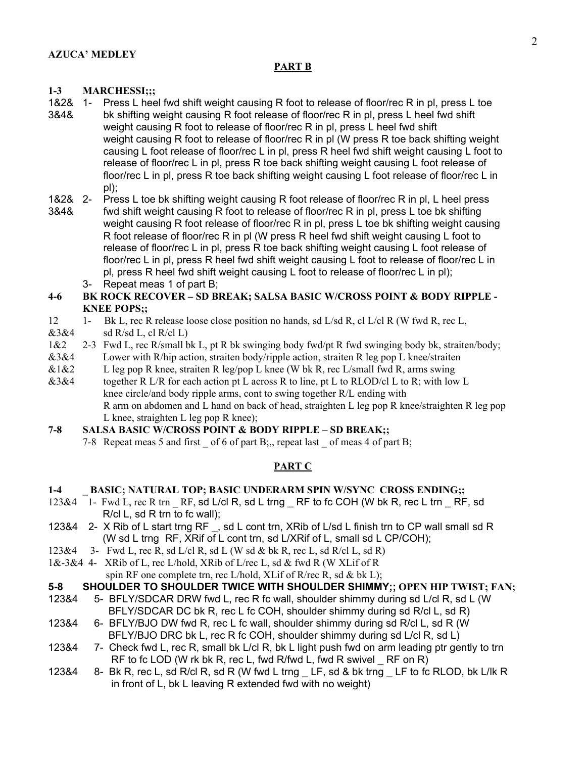**AZUCA' MEDLEY**

**PART B**

**1-3 MARCHESSI;;;**

1&2& 3&4& 1- Press L heel fwd shift weight causing R foot to release of floor/rec R in pl, press L toe bk shifting weight causing R foot release of floor/rec R in pl, press L heel fwd shift weight causing R foot to release of floor/rec R in pl, press L heel fwd shift weight causing R foot to release of floor/rec R in pl (W press R toe back shifting weight causing L foot release of floor/rec L in pl, press R heel fwd shift weight causing L foot to release of floor/rec L in pl, press R toe back shifting weight causing L foot release of floor/rec L in pl, press R toe back shifting weight causing L foot release of floor/rec L in pl);

1&2& 3&4& 2- Press L toe bk shifting weight causing R foot release of floor/rec R in pl, L heel press fwd shift weight causing R foot to release of floor/rec R in pl, press L toe bk shifting weight causing R foot release of floor/rec R in pl, press L toe bk shifting weight causing R foot release of floor/rec R in pl (W press R heel fwd shift weight causing L foot to release of floor/rec L in pl, press R toe back shifting weight causing L foot release of floor/rec L in pl, press R heel fwd shift weight causing L foot to release of floor/rec L in pl, press R heel fwd shift weight causing L foot to release of floor/rec L in pl);

3- Repeat meas 1 of part B;

**4-6 BK ROCK RECOVER – SD BREAK; SALSA BASIC W/CROSS POINT & BODY RIPPLE - KNEE POPS;;**

12 &3&4 1- Bk L, rec R release loose close position no hands, sd L/sd R, cl L/cl R (W fwd R, rec L, sd R/sd L, cl R/cl L)

1&2 &3&4 &1&2 &3&4 2-3 Fwd L, rec R/small bk L, pt R bk swinging body fwd/pt R fwd swinging body bk, straiten/body; Lower with R/hip action, straiten body/ripple action, straiten R leg pop L knee/straiten L leg pop R knee, straiten R leg/pop L knee (W bk R, rec L/small fwd R, arms swing together R L/R for each action pt L across R to line, pt L to RLOD/cl L to R; with low L knee circle/and body ripple arms, cont to swing together R/L ending with R arm on abdomen and L hand on back of head, straighten L leg pop R knee/straighten R leg pop L knee, straighten L leg pop R knee);

**7-8 SALSA BASIC W/CROSS POINT & BODY RIPPLE – SD BREAK;;**

7-8 Repeat meas 5 and first _ of 6 of part B;,, repeat last _ of meas 4 of part B;

**PART C**

**1-4 _ BASIC; NATURAL TOP; BASIC UNDERARM SPIN W/SYNC CROSS ENDING;;**

123&4 1- Fwd L, rec R trn _ RF, sd L/cl R, sd L trng _ RF to fc COH (W bk R, rec L trn _ RF, sd R/cl L, sd R trn to fc wall);

123&4 2- X Rib of L start trng RF _, sd L cont trn, XRib of L/sd L finish trn to CP wall small sd R (W sd L trng RF, XRif of L cont trn, sd L/XRif of L, small sd L CP/COH);

123&4 3- Fwd L, rec R, sd L/cl R, sd L (W sd & bk R, rec L, sd R/cl L, sd R)

1&-3&4 4- XRib of L, rec L/hold, XRib of L/rec L, sd & fwd R (W XLif of R spin RF one complete trn, rec L/hold, XLif of R/rec R, sd & bk L);

**5-8 SHOULDER TO SHOULDER TWICE WITH SHOULDER SHIMMY;; OPEN HIP TWIST; FAN;**

123&4 5- BFLY/SDCAR DRW fwd L, rec R fc wall, shoulder shimmy during sd L/cl R, sd L (W BFLY/SDCAR DC bk R, rec L fc COH, shoulder shimmy during sd R/cl L, sd R)

123&4 6- BFLY/BJO DW fwd R, rec L fc wall, shoulder shimmy during sd R/cl L, sd R (W BFLY/BJO DRC bk L, rec R fc COH, shoulder shimmy during sd L/cl R, sd L)

123&4 7- Check fwd L, rec R, small bk L/cl R, bk L light push fwd on arm leading ptr gently to trn RF to fc LOD (W rk bk R, rec L, fwd R/fwd L, fwd R swivel _ RF on R)

123&4 8- Bk R, rec L, sd R/cl R, sd R (W fwd L trng _ LF, sd & bk trng _ LF to fc RLOD, bk L/lk R in front of L, bk L leaving R extended fwd with no weight)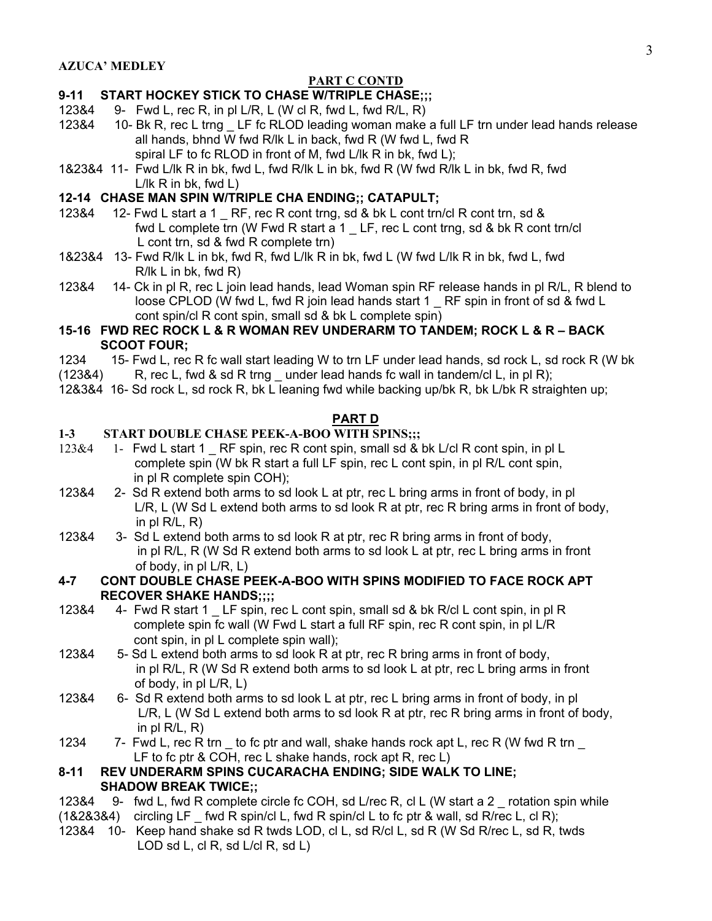**AZUCA' MEDLEY**

**PART C CONTD**

**9-11 START HOCKEY STICK TO CHASE W/TRIPLE CHASE;;;**

123&4 9- Fwd L, rec R, in pl L/R, L (W cl R, fwd L, fwd R/L, R)

123&4 10- Bk R, rec L trng _ LF fc RLOD leading woman make a full LF trn under lead hands release all hands, bhnd W fwd R/lk L in back, fwd R (W fwd L, fwd R spiral LF to fc RLOD in front of M, fwd L/lk R in bk, fwd L);

1&23&4 11- Fwd L/lk R in bk, fwd L, fwd R/lk L in bk, fwd R (W fwd R/lk L in bk, fwd R, fwd L/lk R in bk, fwd L)

**12-14 CHASE MAN SPIN W/TRIPLE CHA ENDING;; CATAPULT;**

123&4 12- Fwd L start a 1 _ RF, rec R cont trng, sd & bk L cont trn/cl R cont trn, sd & fwd L complete trn (W Fwd R start a 1 _ LF, rec L cont trng, sd & bk R cont trn/cl L cont trn, sd & fwd R complete trn)

1&23&4 13- Fwd R/lk L in bk, fwd R, fwd L/lk R in bk, fwd L (W fwd L/lk R in bk, fwd L, fwd R/lk L in bk, fwd R)

123&4 14- Ck in pl R, rec L join lead hands, lead Woman spin RF release hands in pl R/L, R blend to loose CPLOD (W fwd L, fwd R join lead hands start 1 _ RF spin in front of sd & fwd L cont spin/cl R cont spin, small sd & bk L complete spin)

**15-16 FWD REC ROCK L & R WOMAN REV UNDERARM TO TANDEM; ROCK L & R – BACK SCOOT FOUR;**

1234 (123&4) 15- Fwd L, rec R fc wall start leading W to trn LF under lead hands, sd rock L, sd rock R (W bk R, rec L, fwd & sd R trng _ under lead hands fc wall in tandem/cl L, in pl R);

12&3&4 16- Sd rock L, sd rock R, bk L leaning fwd while backing up/bk R, bk L/bk R straighten up;

**PART D**

**1-3 START DOUBLE CHASE PEEK-A-BOO WITH SPINS;;;**

123&4 1- Fwd L start 1 _ RF spin, rec R cont spin, small sd & bk L/cl R cont spin, in pl L complete spin (W bk R start a full LF spin, rec L cont spin, in pl R/L cont spin, in pl R complete spin COH);

123&4 2- Sd R extend both arms to sd look L at ptr, rec L bring arms in front of body, in pl L/R, L (W Sd L extend both arms to sd look R at ptr, rec R bring arms in front of body, in pl R/L, R)

123&4 3- Sd L extend both arms to sd look R at ptr, rec R bring arms in front of body, in pl R/L, R (W Sd R extend both arms to sd look L at ptr, rec L bring arms in front of body, in pl L/R, L)

**4-7 CONT DOUBLE CHASE PEEK-A-BOO WITH SPINS MODIFIED TO FACE ROCK APT RECOVER SHAKE HANDS;;;;**

123&4 4- Fwd R start 1 _ LF spin, rec L cont spin, small sd & bk R/cl L cont spin, in pl R complete spin fc wall (W Fwd L start a full RF spin, rec R cont spin, in pl L/R cont spin, in pl L complete spin wall);

123&4 5- Sd L extend both arms to sd look R at ptr, rec R bring arms in front of body, in pl R/L, R (W Sd R extend both arms to sd look L at ptr, rec L bring arms in front of body, in pl L/R, L)

123&4 6- Sd R extend both arms to sd look L at ptr, rec L bring arms in front of body, in pl L/R, L (W Sd L extend both arms to sd look R at ptr, rec R bring arms in front of body, in pl R/L, R)

1234 7- Fwd L, rec R trn _ to fc ptr and wall, shake hands rock apt L, rec R (W fwd R trn _ LF to fc ptr & COH, rec L shake hands, rock apt R, rec L)

**8-11 REV UNDERARM SPINS CUCARACHA ENDING; SIDE WALK TO LINE; SHADOW BREAK TWICE;;**

123&4 (1&2&3&4) 9- fwd L, fwd R complete circle fc COH, sd L/rec R, cl L (W start a 2 _ rotation spin while circling LF _ fwd R spin/cl L, fwd R spin/cl L to fc ptr & wall, sd R/rec L, cl R);

123&4 10- Keep hand shake sd R twds LOD, cl L, sd R/cl L, sd R (W Sd R/rec L, sd R, twds LOD sd L, cl R, sd L/cl R, sd L)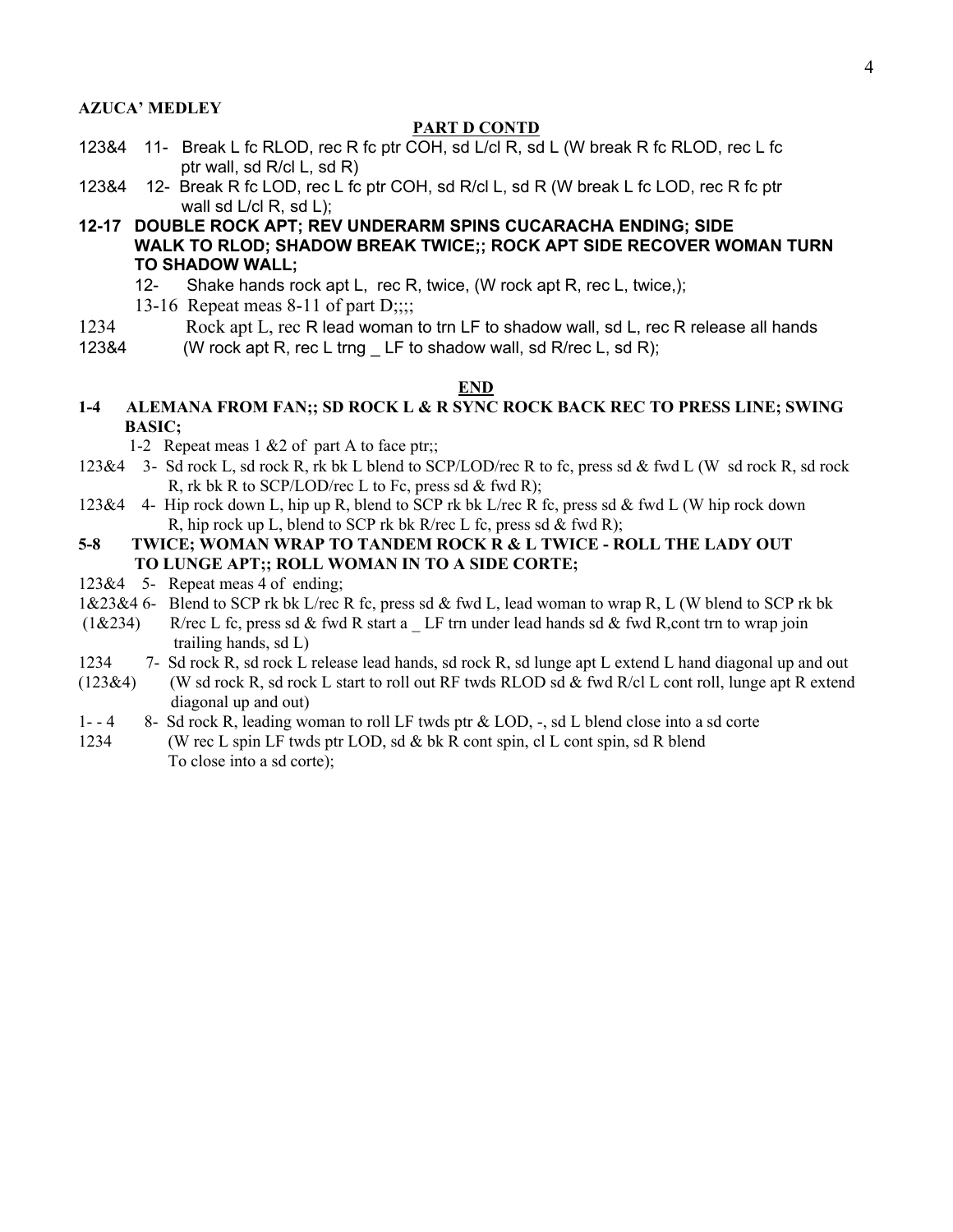**AZUCA' MEDLEY**

**PART D CONTD**

123&4 11- Break L fc RLOD, rec R fc ptr COH, sd L/cl R, sd L (W break R fc RLOD, rec L fc ptr wall, sd R/cl L, sd R)

123&4 12- Break R fc LOD, rec L fc ptr COH, sd R/cl L, sd R (W break L fc LOD, rec R fc ptr wall sd L/cl R, sd L);

**12-17 DOUBLE ROCK APT; REV UNDERARM SPINS CUCARACHA ENDING; SIDE WALK TO RLOD; SHADOW BREAK TWICE;; ROCK APT SIDE RECOVER WOMAN TURN TO SHADOW WALL;**

12- Shake hands rock apt L, rec R, twice, (W rock apt R, rec L, twice,);

13-16 Repeat meas 8-11 of part D;;;;

1234 Rock apt L, rec R lead woman to trn LF to shadow wall, sd L, rec R release all hands

123&4 (W rock apt R, rec L trng _ LF to shadow wall, sd R/rec L, sd R);

**END**

**1-4 ALEMANA FROM FAN;; SD ROCK L & R SYNC ROCK BACK REC TO PRESS LINE; SWING BASIC;**

1-2 Repeat meas 1 &2 of part A to face ptr;;

123&4 3- Sd rock L, sd rock R, rk bk L blend to SCP/LOD/rec R to fc, press sd & fwd L (W sd rock R, sd rock R, rk bk R to SCP/LOD/rec L to Fc, press sd & fwd R);

123&4 4- Hip rock down L, hip up R, blend to SCP rk bk L/rec R fc, press sd & fwd L (W hip rock down R, hip rock up L, blend to SCP rk bk R/rec L fc, press sd & fwd R);

**5-8 TWICE; WOMAN WRAP TO TANDEM ROCK R & L TWICE - ROLL THE LADY OUT TO LUNGE APT;; ROLL WOMAN IN TO A SIDE CORTE;**

123&4 5- Repeat meas 4 of ending;

1&23&4 6- Blend to SCP rk bk L/rec R fc, press sd & fwd L, lead woman to wrap R, L (W blend to SCP rk bk

(1&234) R/rec L fc, press sd & fwd R start a _ LF trn under lead hands sd & fwd R,cont trn to wrap join trailing hands, sd L)

1234 7- Sd rock R, sd rock L release lead hands, sd rock R, sd lunge apt L extend L hand diagonal up and out

(123&4) (W sd rock R, sd rock L start to roll out RF twds RLOD sd & fwd R/cl L cont roll, lunge apt R extend diagonal up and out)

1- - 4 8- Sd rock R, leading woman to roll LF twds ptr & LOD, -, sd L blend close into a sd corte

1234 (W rec L spin LF twds ptr LOD, sd & bk R cont spin, cl L cont spin, sd R blend To close into a sd corte);